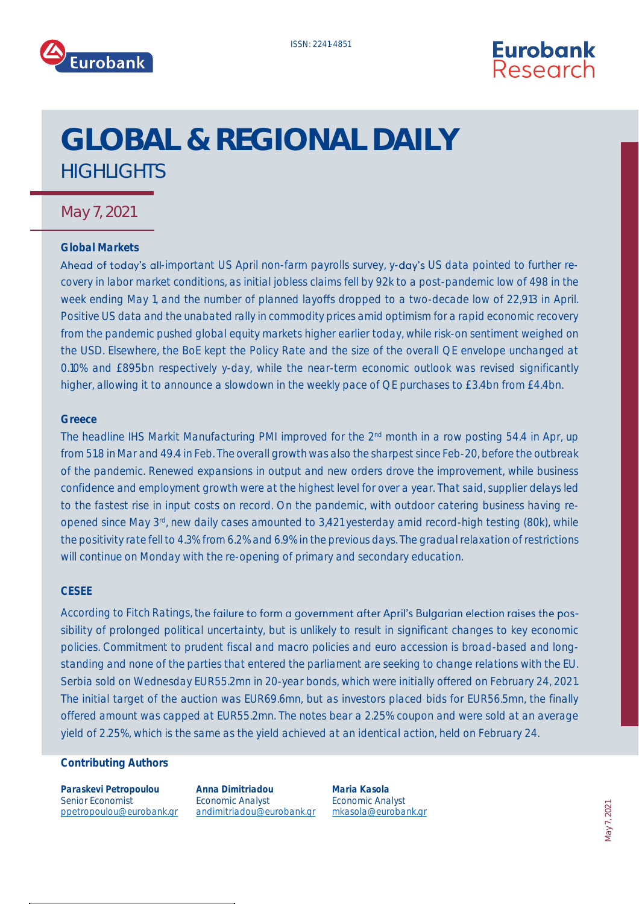ISSN: 2241-4851

# GLOBAL & REGIONAL DAILY
## HIGHLIGHTS

May 7, 2021

### Global Markets

Ahead of today's all-important US April non-farm payrolls survey, y-day's US data pointed to further recovery in labor market conditions, as initial jobless claims fell by 92k to a post-pandemic low of 498 in the week ending May 1, and the number of planned layoffs dropped to a two-decade low of 22,913 in April. Positive US data and the unabated rally in commodity prices amid optimism for a rapid economic recovery from the pandemic pushed global equity markets higher earlier today, while risk-on sentiment weighed on the USD. Elsewhere, the BoE kept the Policy Rate and the size of the overall QE envelope unchanged at 0.10% and £895bn respectively y-day, while the near-term economic outlook was revised significantly higher, allowing it to announce a slowdown in the weekly pace of QE purchases to £3.4bn from £4.4bn.

### Greece

The headline IHS Markit Manufacturing PMI improved for the 2nd month in a row posting 54.4 in Apr, up from 51.8 in Mar and 49.4 in Feb. The overall growth was also the sharpest since Feb-20, before the outbreak of the pandemic. Renewed expansions in output and new orders drove the improvement, while business confidence and employment growth were at the highest level for over a year. That said, supplier delays led to the fastest rise in input costs on record. On the pandemic, with outdoor catering business having re-opened since May 3rd, new daily cases amounted to 3,421 yesterday amid record-high testing (80k), while the positivity rate fell to 4.3% from 6.2% and 6.9% in the previous days. The gradual relaxation of restrictions will continue on Monday with the re-opening of primary and secondary education.

### CESEE

According to Fitch Ratings, the failure to form a government after April's Bulgarian election raises the possibility of prolonged political uncertainty, but is unlikely to result in significant changes to key economic policies. Commitment to prudent fiscal and macro policies and euro accession is broad-based and long-standing and none of the parties that entered the parliament are seeking to change relations with the EU. Serbia sold on Wednesday EUR55.2mn in 20-year bonds, which were initially offered on February 24, 2021. The initial target of the auction was EUR69.6mn, but as investors placed bids for EUR56.5mn, the finally offered amount was capped at EUR55.2mn. The notes bear a 2.25% coupon and were sold at an average yield of 2.25%, which is the same as the yield achieved at an identical action, held on February 24.

### Contributing Authors

**Paraskevi Petropoulou**
Senior Economist
ppetropoulou@eurobank.gr

**Anna Dimitriadou**
Economic Analyst
andimitriadou@eurobank.gr

**Maria Kasola**
Economic Analyst
mkasola@eurobank.gr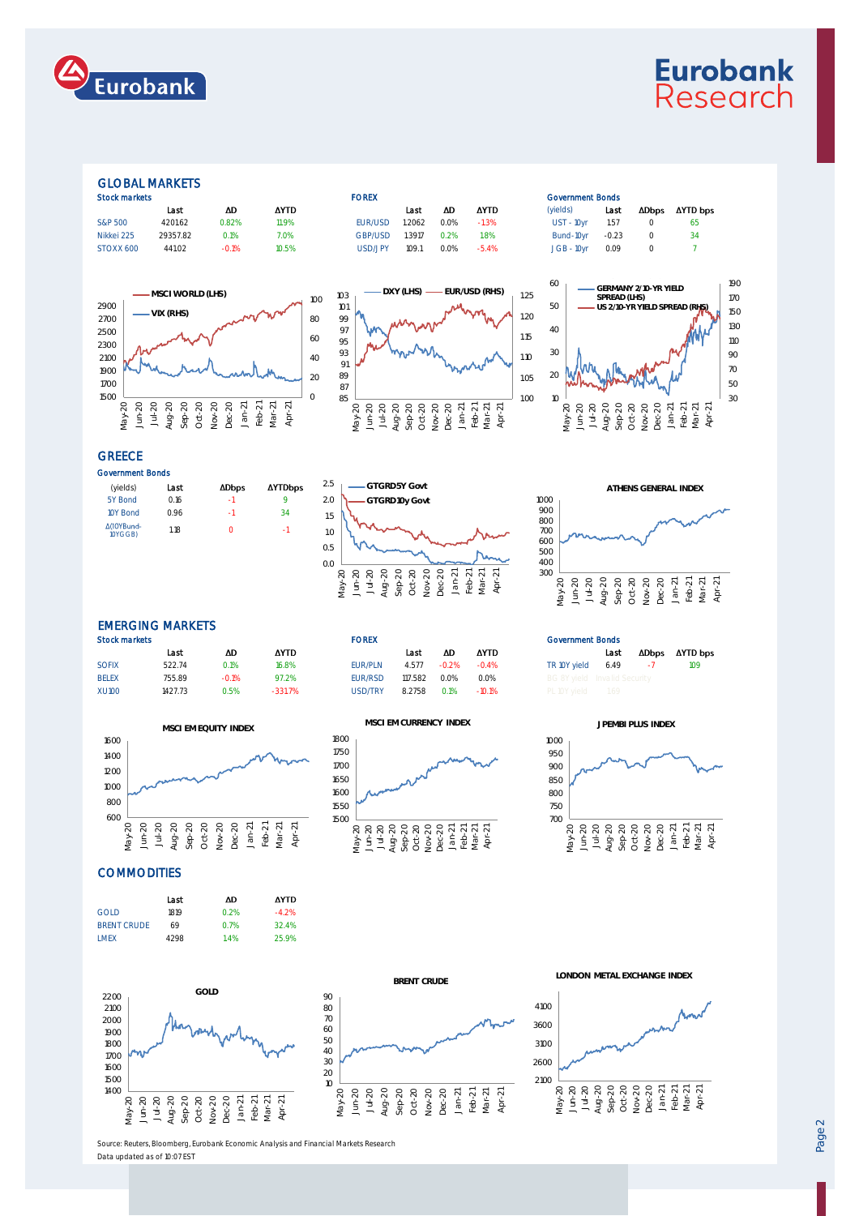## GLOBAL MARKETS

**Stock markets**

| | Last | ΔD | ΔYTD |
|---|---|---|---|
| S&P 500 | 4201.62 | 0.82% | 11.9% |
| Nikkei 225 | 29357.82 | 0.1% | 7.0% |
| STOXX 600 | 441.02 | -0.1% | 10.5% |

**FOREX**

| | Last | ΔD | ΔYTD |
|---|---|---|---|
| EUR/USD | 1.2062 | 0.0% | -1.3% |
| GBP/USD | 1.3917 | 0.2% | 1.8% |
| USD/JPY | 109.1 | 0.0% | -5.4% |

**Government Bonds**

| (yields) | Last | ΔDbps | ΔYTD bps |
|---|---|---|---|
| UST - 10yr | 1.57 | 0 | 65 |
| Bund-10yr | -0.23 | 0 | 34 |
| JGB - 10yr | 0.09 | 0 | 7 |

## GREECE

**Government Bonds**

| (yields) | Last | ΔDbps | ΔYTDbps |
|---|---|---|---|
| 5Y Bond | 0.16 | -1 | 9 |
| 10Y Bond | 0.96 | -1 | 34 |
| Δ(10YBund-10YGGB) | 1.18 | 0 | -1 |

## EMERGING MARKETS

**Stock markets**

| | Last | ΔD | ΔYTD |
|---|---|---|---|
| SOFIX | 522.74 | 0.1% | 16.8% |
| BELEX | 755.89 | -0.1% | 97.2% |
| XU100 | 1427.73 | 0.5% | -3317% |

**FOREX**

| | Last | ΔD | ΔYTD |
|---|---|---|---|
| EUR/PLN | 4.577 | -0.2% | -0.4% |
| EUR/RSD | 117.582 | 0.0% | 0.0% |
| USD/TRY | 8.2758 | 0.1% | -10.1% |

**Government Bonds**

| | Last | ΔDbps | ΔYTD bps |
|---|---|---|---|
| TR 10Y yield | 6.49 | -7 | 109 |
| BG 10Y yield | Invalid Security | | |
| PL 10Y yield | 1.89 | | |

## COMMODITIES

| | Last | ΔD | ΔYTD |
|---|---|---|---|
| GOLD | 1819 | 0.2% | -4.2% |
| BRENT CRUDE | 69 | 0.7% | 32.4% |
| LMEX | 4298 | 1.4% | 25.9% |

Source: Reuters, Bloomberg, Eurobank Economic Analysis and Financial Markets Research

Data updated as of 10:07 EST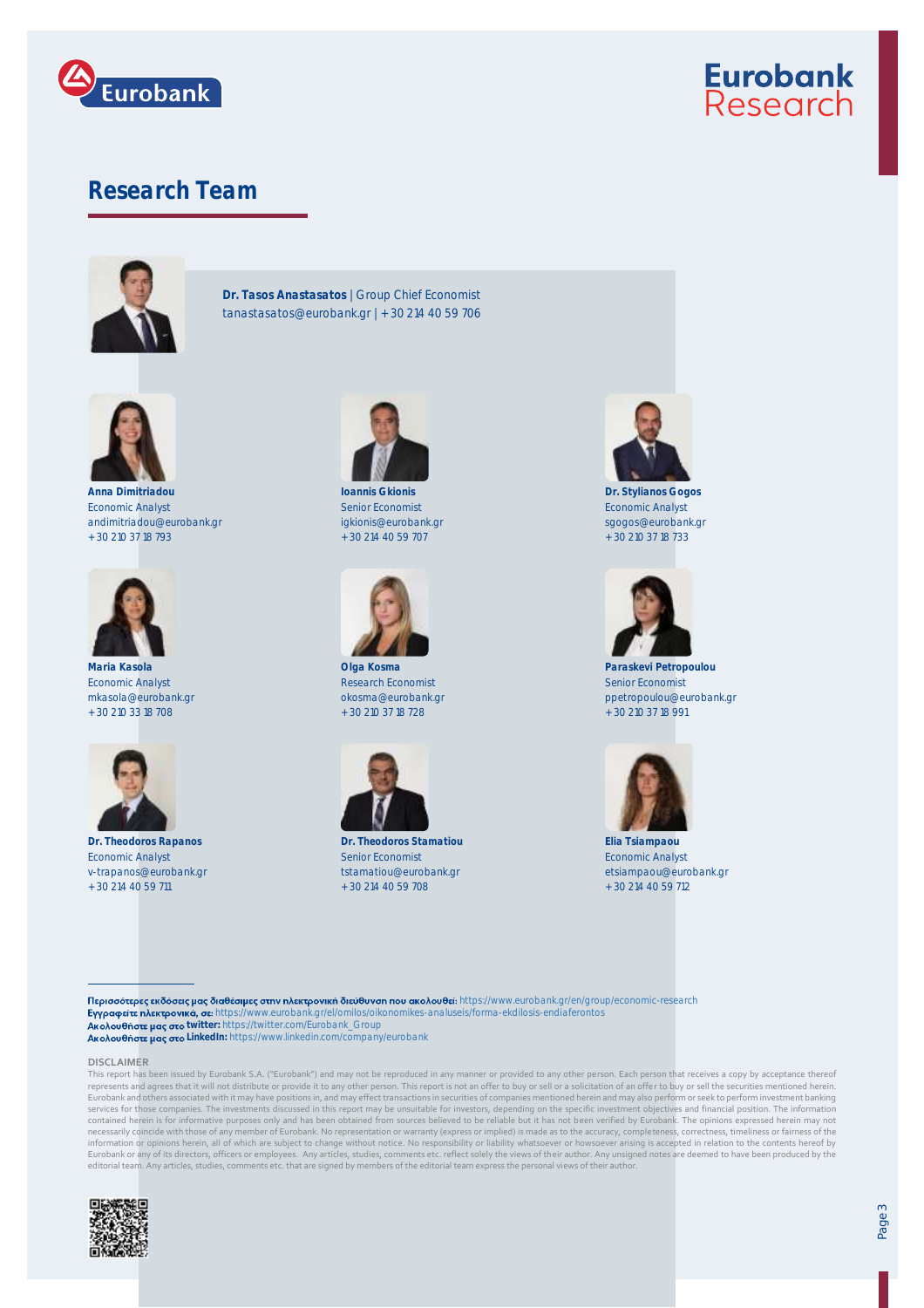## Research Team

**Dr. Tasos Anastasatos** | Group Chief Economist
tanastasatos@eurobank.gr | +30 214 40 59 706

**Anna Dimitriadou**
Economic Analyst
andimitriadou@eurobank.gr
+30 210 37 18 793

**Ioannis Gkionis**
Senior Economist
igkionis@eurobank.gr
+30 214 40 59 707

**Dr. Stylianos Gogos**
Economic Analyst
sgogos@eurobank.gr
+30 210 37 18 733

**Maria Kasola**
Economic Analyst
mkasola@eurobank.gr
+30 210 33 18 708

**Olga Kosma**
Research Economist
okosma@eurobank.gr
+30 210 37 18 728

**Paraskevi Petropoulou**
Senior Economist
ppetropoulou@eurobank.gr
+30 210 37 18 991

**Dr. Theodoros Rapanos**
Economic Analyst
v-trapanos@eurobank.gr
+30 214 40 59 711

**Dr. Theodoros Stamatiou**
Senior Economist
tstamatiou@eurobank.gr
+30 214 40 59 708

**Elia Tsiampaou**
Economic Analyst
etsiampaou@eurobank.gr
+30 214 40 59 712

**Περισσότερες εκδόσεις μας διαθέσιμες στην ηλεκτρονική διεύθυνση που ακολουθεί:** https://www.eurobank.gr/en/group/economic-research
**Εγγραφείτε ηλεκτρονικά, σε:** https://www.eurobank.gr/el/omilos/oikonomikes-analuseis/forma-ekdilosis-endiaferontos
**Ακολουθήστε μας στο twitter:** https://twitter.com/Eurobank_Group
**Ακολουθήστε μας στο LinkedIn:** https://www.linkedin.com/company/eurobank

DISCLAIMER
This report has been issued by Eurobank S.A. ("Eurobank") and may not be reproduced in any manner or provided to any other person. Each person that receives a copy by acceptance thereof represents and agrees that it will not distribute or provide it to any other person. This report is not an offer to buy or sell or a solicitation of an offer to buy or sell the securities mentioned herein. Eurobank and others associated with it may have positions in, and may effect transactions in securities of companies mentioned herein and may also perform or seek to perform investment banking services for those companies. The investments discussed in this report may be unsuitable for investors, depending on the specific investment objectives and financial position. The information contained herein is for informative purposes only and has been obtained from sources believed to be reliable but it has not been verified by Eurobank. The opinions expressed herein may not necessarily coincide with those of any member of Eurobank. No representation or warranty (express or implied) is made as to the accuracy, completeness, correctness, timeliness or fairness of the information or opinions herein, all of which are subject to change without notice. No responsibility or liability whatsoever or howsoever arising is accepted in relation to the contents hereof by Eurobank or any of its directors, officers or employees. Any articles, studies, comments etc. reflect solely the views of their author. Any unsigned notes are deemed to have been produced by the editorial team. Any articles, studies, comments etc. that are signed by members of the editorial team express the personal views of their author.